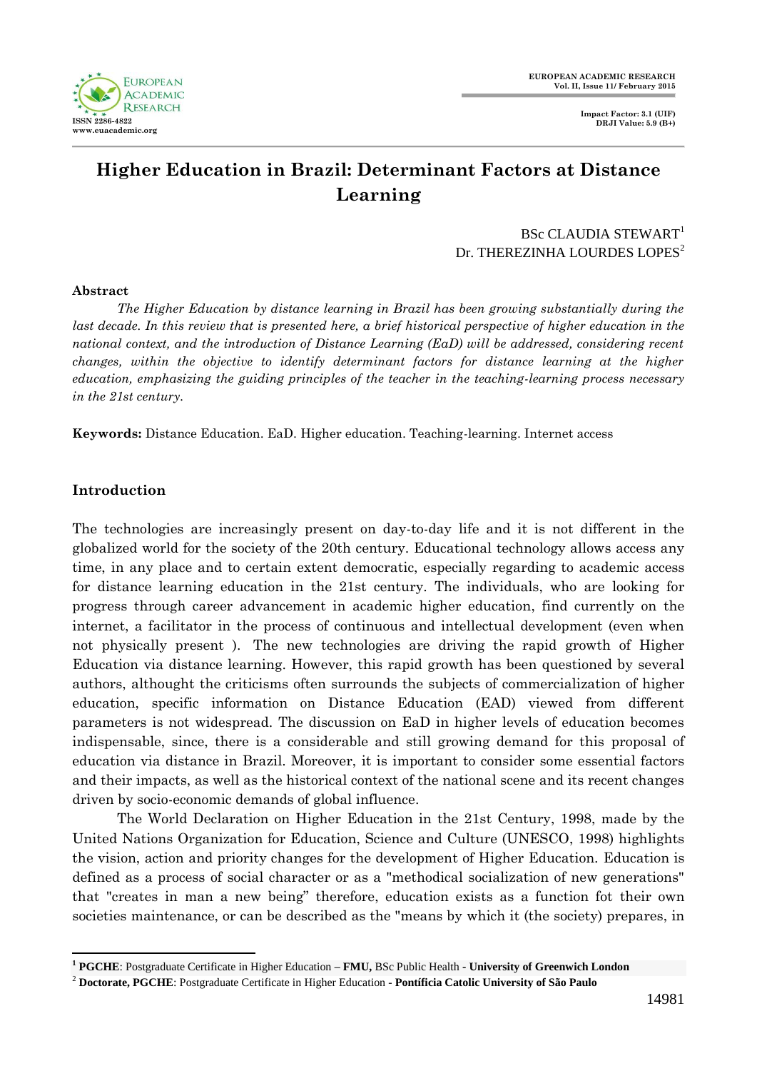# Higher Education in Brazil: Determinant Factors at Distance Learning

BSc CLAUDIA STEWART[1]
Dr. THEREZINHA LOURDES LOPES[2]

**Abstract**

*The Higher Education by distance learning in Brazil has been growing substantially during the last decade. In this review that is presented here, a brief historical perspective of higher education in the national context, and the introduction of Distance Learning (EaD) will be addressed, considering recent changes, within the objective to identify determinant factors for distance learning at the higher education, emphasizing the guiding principles of the teacher in the teaching-learning process necessary in the 21st century.*

**Keywords:** Distance Education. EaD. Higher education. Teaching-learning. Internet access

## Introduction

The technologies are increasingly present on day-to-day life and it is not different in the globalized world for the society of the 20th century. Educational technology allows access any time, in any place and to certain extent democratic, especially regarding to academic access for distance learning education in the 21st century. The individuals, who are looking for progress through career advancement in academic higher education, find currently on the internet, a facilitator in the process of continuous and intellectual development (even when not physically present ). The new technologies are driving the rapid growth of Higher Education via distance learning. However, this rapid growth has been questioned by several authors, althought the criticisms often surrounds the subjects of commercialization of higher education, specific information on Distance Education (EAD) viewed from different parameters is not widespread. The discussion on EaD in higher levels of education becomes indispensable, since, there is a considerable and still growing demand for this proposal of education via distance in Brazil. Moreover, it is important to consider some essential factors and their impacts, as well as the historical context of the national scene and its recent changes driven by socio-economic demands of global influence.

The World Declaration on Higher Education in the 21st Century, 1998, made by the United Nations Organization for Education, Science and Culture (UNESCO, 1998) highlights the vision, action and priority changes for the development of Higher Education. Education is defined as a process of social character or as a "methodical socialization of new generations" that "creates in man a new being" therefore, education exists as a function fot their own societies maintenance, or can be described as the "means by which it (the society) prepares, in

---

[1] **PGCHE**: Postgraduate Certificate in Higher Education – **FMU,** BSc Public Health - **University of Greenwich London**

[2] **Doctorate, PGCHE**: Postgraduate Certificate in Higher Education - **Pontíficia Catolic University of São Paulo**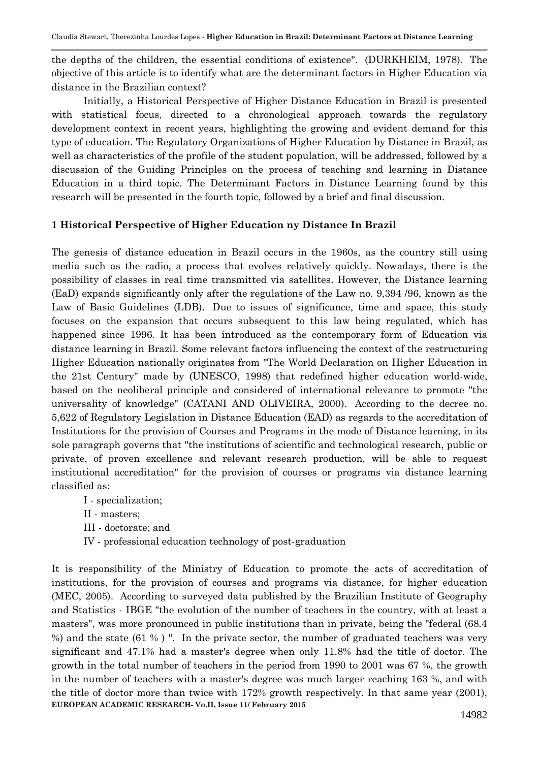the depths of the children, the essential conditions of existence". (DURKHEIM, 1978). The objective of this article is to identify what are the determinant factors in Higher Education via distance in the Brazilian context?

Initially, a Historical Perspective of Higher Distance Education in Brazil is presented with statistical focus, directed to a chronological approach towards the regulatory development context in recent years, highlighting the growing and evident demand for this type of education. The Regulatory Organizations of Higher Education by Distance in Brazil, as well as characteristics of the profile of the student population, will be addressed, followed by a discussion of the Guiding Principles on the process of teaching and learning in Distance Education in a third topic. The Determinant Factors in Distance Learning found by this research will be presented in the fourth topic, followed by a brief and final discussion.

## 1 Historical Perspective of Higher Education ny Distance In Brazil

The genesis of distance education in Brazil occurs in the 1960s, as the country still using media such as the radio, a process that evolves relatively quickly. Nowadays, there is the possibility of classes in real time transmitted via satellites. However, the Distance learning (EaD) expands significantly only after the regulations of the Law no. 9,394 /96, known as the Law of Basic Guidelines (LDB). Due to issues of significance, time and space, this study focuses on the expansion that occurs subsequent to this law being regulated, which has happened since 1996. It has been introduced as the contemporary form of Education via distance learning in Brazil. Some relevant factors influencing the context of the restructuring Higher Education nationally originates from "The World Declaration on Higher Education in the 21st Century" made by (UNESCO, 1998) that redefined higher education world-wide, based on the neoliberal principle and considered of international relevance to promote "the universality of knowledge" (CATANI AND OLIVEIRA, 2000). According to the decree no. 5,622 of Regulatory Legislation in Distance Education (EAD) as regards to the accreditation of Institutions for the provision of Courses and Programs in the mode of Distance learning, in its sole paragraph governs that "the institutions of scientific and technological research, public or private, of proven excellence and relevant research production, will be able to request institutional accreditation" for the provision of courses or programs via distance learning classified as:

I - specialization;
II - masters;
III - doctorate; and
IV - professional education technology of post-graduation

It is responsibility of the Ministry of Education to promote the acts of accreditation of institutions, for the provision of courses and programs via distance, for higher education (MEC, 2005). According to surveyed data published by the Brazilian Institute of Geography and Statistics - IBGE "the evolution of the number of teachers in the country, with at least a masters", was more pronounced in public institutions than in private, being the "federal (68.4 %) and the state (61 % ) ". In the private sector, the number of graduated teachers was very significant and 47.1% had a master's degree when only 11.8% had the title of doctor. The growth in the total number of teachers in the period from 1990 to 2001 was 67 %, the growth in the number of teachers with a master's degree was much larger reaching 163 %, and with the title of doctor more than twice with 172% growth respectively. In that same year (2001),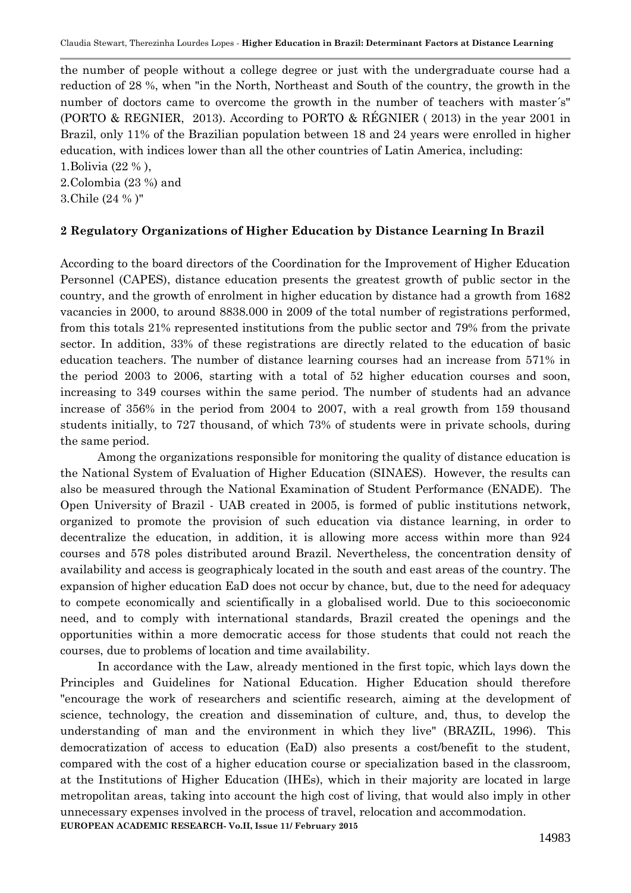the number of people without a college degree or just with the undergraduate course had a reduction of 28 %, when "in the North, Northeast and South of the country, the growth in the number of doctors came to overcome the growth in the number of teachers with master´s" (PORTO & REGNIER, 2013). According to PORTO & RÉGNIER ( 2013) in the year 2001 in Brazil, only 11% of the Brazilian population between 18 and 24 years were enrolled in higher education, with indices lower than all the other countries of Latin America, including:

1. Bolivia (22 % ),
2. Colombia (23 %) and
3. Chile (24 % )"

## 2 Regulatory Organizations of Higher Education by Distance Learning In Brazil

According to the board directors of the Coordination for the Improvement of Higher Education Personnel (CAPES), distance education presents the greatest growth of public sector in the country, and the growth of enrolment in higher education by distance had a growth from 1682 vacancies in 2000, to around 8838.000 in 2009 of the total number of registrations performed, from this totals 21% represented institutions from the public sector and 79% from the private sector. In addition, 33% of these registrations are directly related to the education of basic education teachers. The number of distance learning courses had an increase from 571% in the period 2003 to 2006, starting with a total of 52 higher education courses and soon, increasing to 349 courses within the same period. The number of students had an advance increase of 356% in the period from 2004 to 2007, with a real growth from 159 thousand students initially, to 727 thousand, of which 73% of students were in private schools, during the same period.

Among the organizations responsible for monitoring the quality of distance education is the National System of Evaluation of Higher Education (SINAES). However, the results can also be measured through the National Examination of Student Performance (ENADE). The Open University of Brazil - UAB created in 2005, is formed of public institutions network, organized to promote the provision of such education via distance learning, in order to decentralize the education, in addition, it is allowing more access within more than 924 courses and 578 poles distributed around Brazil. Nevertheless, the concentration density of availability and access is geographicaly located in the south and east areas of the country. The expansion of higher education EaD does not occur by chance, but, due to the need for adequacy to compete economically and scientifically in a globalised world. Due to this socioeconomic need, and to comply with international standards, Brazil created the openings and the opportunities within a more democratic access for those students that could not reach the courses, due to problems of location and time availability.

In accordance with the Law, already mentioned in the first topic, which lays down the Principles and Guidelines for National Education. Higher Education should therefore "encourage the work of researchers and scientific research, aiming at the development of science, technology, the creation and dissemination of culture, and, thus, to develop the understanding of man and the environment in which they live" (BRAZIL, 1996). This democratization of access to education (EaD) also presents a cost/benefit to the student, compared with the cost of a higher education course or specialization based in the classroom, at the Institutions of Higher Education (IHEs), which in their majority are located in large metropolitan areas, taking into account the high cost of living, that would also imply in other unnecessary expenses involved in the process of travel, relocation and accommodation.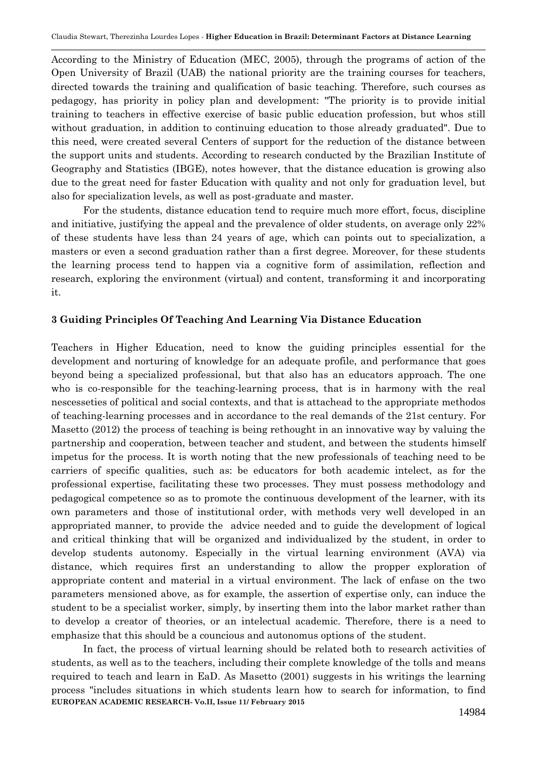According to the Ministry of Education (MEC, 2005), through the programs of action of the Open University of Brazil (UAB) the national priority are the training courses for teachers, directed towards the training and qualification of basic teaching. Therefore, such courses as pedagogy, has priority in policy plan and development: "The priority is to provide initial training to teachers in effective exercise of basic public education profession, but whos still without graduation, in addition to continuing education to those already graduated". Due to this need, were created several Centers of support for the reduction of the distance between the support units and students. According to research conducted by the Brazilian Institute of Geography and Statistics (IBGE), notes however, that the distance education is growing also due to the great need for faster Education with quality and not only for graduation level, but also for specialization levels, as well as post-graduate and master.

For the students, distance education tend to require much more effort, focus, discipline and initiative, justifying the appeal and the prevalence of older students, on average only 22% of these students have less than 24 years of age, which can points out to specialization, a masters or even a second graduation rather than a first degree. Moreover, for these students the learning process tend to happen via a cognitive form of assimilation, reflection and research, exploring the environment (virtual) and content, transforming it and incorporating it.

### 3 Guiding Principles Of Teaching And Learning Via Distance Education

Teachers in Higher Education, need to know the guiding principles essential for the development and norturing of knowledge for an adequate profile, and performance that goes beyond being a specialized professional, but that also has an educators approach. The one who is co-responsible for the teaching-learning process, that is in harmony with the real nescesseties of political and social contexts, and that is attachead to the appropriate methodos of teaching-learning processes and in accordance to the real demands of the 21st century. For Masetto (2012) the process of teaching is being rethought in an innovative way by valuing the partnership and cooperation, between teacher and student, and between the students himself impetus for the process. It is worth noting that the new professionals of teaching need to be carriers of specific qualities, such as: be educators for both academic intelect, as for the professional expertise, facilitating these two processes. They must possess methodology and pedagogical competence so as to promote the continuous development of the learner, with its own parameters and those of institutional order, with methods very well developed in an appropriated manner, to provide the advice needed and to guide the development of logical and critical thinking that will be organized and individualized by the student, in order to develop students autonomy. Especially in the virtual learning environment (AVA) via distance, which requires first an understanding to allow the propper exploration of appropriate content and material in a virtual environment. The lack of enfase on the two parameters mensioned above, as for example, the assertion of expertise only, can induce the student to be a specialist worker, simply, by inserting them into the labor market rather than to develop a creator of theories, or an intelectual academic. Therefore, there is a need to emphasize that this should be a councious and autonomus options of the student.

In fact, the process of virtual learning should be related both to research activities of students, as well as to the teachers, including their complete knowledge of the tolls and means required to teach and learn in EaD. As Masetto (2001) suggests in his writings the learning process "includes situations in which students learn how to search for information, to find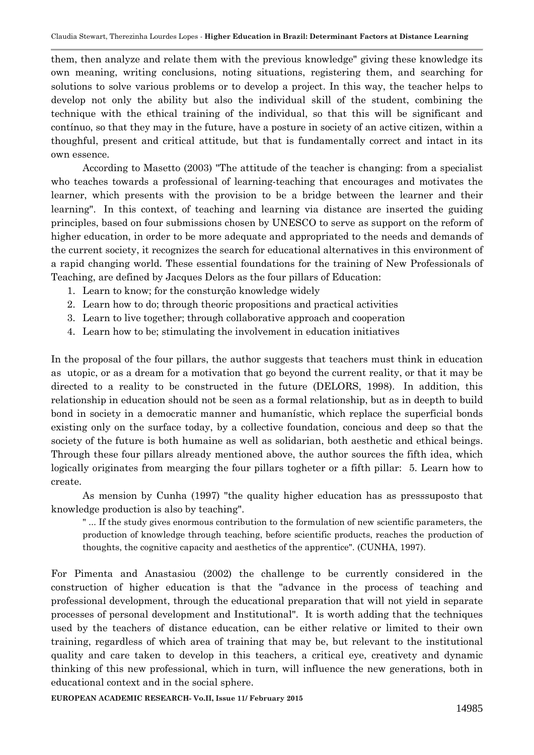them, then analyze and relate them with the previous knowledge" giving these knowledge its own meaning, writing conclusions, noting situations, registering them, and searching for solutions to solve various problems or to develop a project. In this way, the teacher helps to develop not only the ability but also the individual skill of the student, combining the technique with the ethical training of the individual, so that this will be significant and contínuo, so that they may in the future, have a posture in society of an active citizen, within a thoughful, present and critical attitude, but that is fundamentally correct and intact in its own essence.

According to Masetto (2003) "The attitude of the teacher is changing: from a specialist who teaches towards a professional of learning-teaching that encourages and motivates the learner, which presents with the provision to be a bridge between the learner and their learning". In this context, of teaching and learning via distance are inserted the guiding principles, based on four submissions chosen by UNESCO to serve as support on the reform of higher education, in order to be more adequate and appropriated to the needs and demands of the current society, it recognizes the search for educational alternatives in this environment of a rapid changing world. These essential foundations for the training of New Professionals of Teaching, are defined by Jacques Delors as the four pillars of Education:

1. Learn to know; for the consturção knowledge widely
2. Learn how to do; through theoric propositions and practical activities
3. Learn to live together; through collaborative approach and cooperation
4. Learn how to be; stimulating the involvement in education initiatives

In the proposal of the four pillars, the author suggests that teachers must think in education as utopic, or as a dream for a motivation that go beyond the current reality, or that it may be directed to a reality to be constructed in the future (DELORS, 1998). In addition, this relationship in education should not be seen as a formal relationship, but as in deepth to build bond in society in a democratic manner and humanístic, which replace the superficial bonds existing only on the surface today, by a collective foundation, concious and deep so that the society of the future is both humaine as well as solidarian, both aesthetic and ethical beings. Through these four pillars already mentioned above, the author sources the fifth idea, which logically originates from mearging the four pillars togheter or a fifth pillar: 5. Learn how to create.

As mension by Cunha (1997) "the quality higher education has as presssuposto that knowledge production is also by teaching".

> " ... If the study gives enormous contribution to the formulation of new scientific parameters, the production of knowledge through teaching, before scientific products, reaches the production of thoughts, the cognitive capacity and aesthetics of the apprentice". (CUNHA, 1997).

For Pimenta and Anastasiou (2002) the challenge to be currently considered in the construction of higher education is that the "advance in the process of teaching and professional development, through the educational preparation that will not yield in separate processes of personal development and Institutional". It is worth adding that the techniques used by the teachers of distance education, can be either relative or limited to their own training, regardless of which area of training that may be, but relevant to the institutional quality and care taken to develop in this teachers, a critical eye, creativety and dynamic thinking of this new professional, which in turn, will influence the new generations, both in educational context and in the social sphere.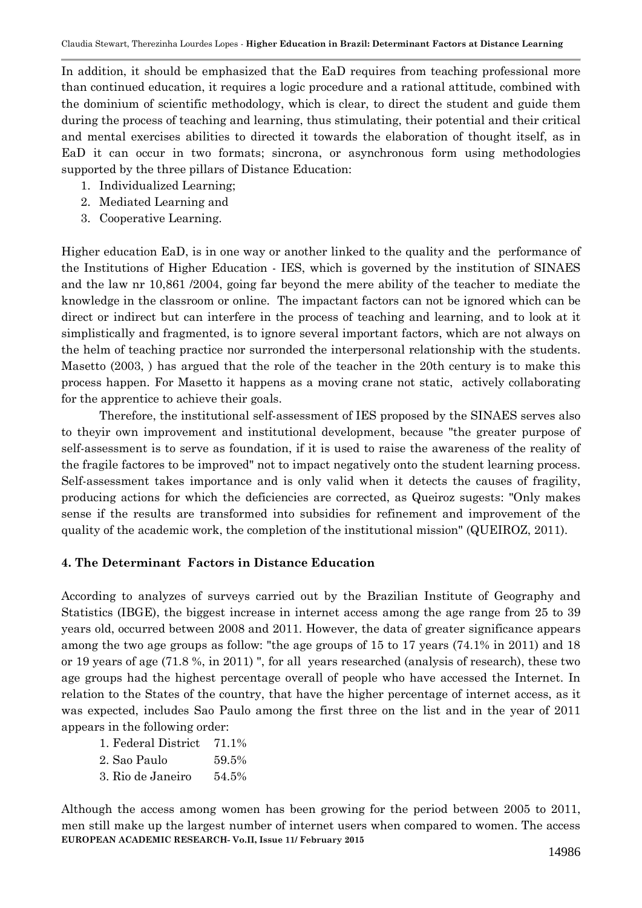In addition, it should be emphasized that the EaD requires from teaching professional more than continued education, it requires a logic procedure and a rational attitude, combined with the dominium of scientific methodology, which is clear, to direct the student and guide them during the process of teaching and learning, thus stimulating, their potential and their critical and mental exercises abilities to directed it towards the elaboration of thought itself, as in EaD it can occur in two formats; sincrona, or asynchronous form using methodologies supported by the three pillars of Distance Education:

1. Individualized Learning;
2. Mediated Learning and
3. Cooperative Learning.

Higher education EaD, is in one way or another linked to the quality and the performance of the Institutions of Higher Education - IES, which is governed by the institution of SINAES and the law nr 10,861 /2004, going far beyond the mere ability of the teacher to mediate the knowledge in the classroom or online. The impactant factors can not be ignored which can be direct or indirect but can interfere in the process of teaching and learning, and to look at it simplistically and fragmented, is to ignore several important factors, which are not always on the helm of teaching practice nor surronded the interpersonal relationship with the students. Masetto (2003, ) has argued that the role of the teacher in the 20th century is to make this process happen. For Masetto it happens as a moving crane not static, actively collaborating for the apprentice to achieve their goals.

Therefore, the institutional self-assessment of IES proposed by the SINAES serves also to theyir own improvement and institutional development, because "the greater purpose of self-assessment is to serve as foundation, if it is used to raise the awareness of the reality of the fragile factores to be improved" not to impact negatively onto the student learning process. Self-assessment takes importance and is only valid when it detects the causes of fragility, producing actions for which the deficiencies are corrected, as Queiroz sugests: "Only makes sense if the results are transformed into subsidies for refinement and improvement of the quality of the academic work, the completion of the institutional mission" (QUEIROZ, 2011).

## 4. The Determinant Factors in Distance Education

According to analyzes of surveys carried out by the Brazilian Institute of Geography and Statistics (IBGE), the biggest increase in internet access among the age range from 25 to 39 years old, occurred between 2008 and 2011. However, the data of greater significance appears among the two age groups as follow: "the age groups of 15 to 17 years (74.1% in 2011) and 18 or 19 years of age (71.8 %, in 2011) ", for all years researched (analysis of research), these two age groups had the highest percentage overall of people who have accessed the Internet. In relation to the States of the country, that have the higher percentage of internet access, as it was expected, includes Sao Paulo among the first three on the list and in the year of 2011 appears in the following order:

1. Federal District 71.1%
2. Sao Paulo 59.5%
3. Rio de Janeiro 54.5%

Although the access among women has been growing for the period between 2005 to 2011, men still make up the largest number of internet users when compared to women. The access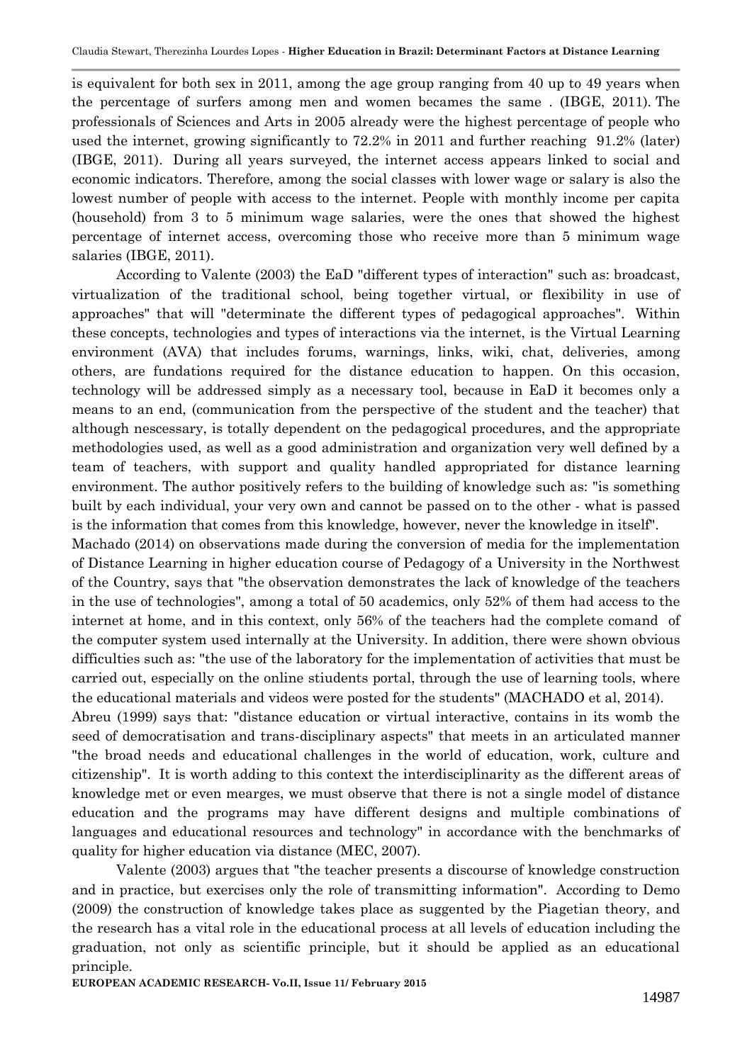is equivalent for both sex in 2011, among the age group ranging from 40 up to 49 years when the percentage of surfers among men and women becames the same . (IBGE, 2011). The professionals of Sciences and Arts in 2005 already were the highest percentage of people who used the internet, growing significantly to 72.2% in 2011 and further reaching 91.2% (later) (IBGE, 2011). During all years surveyed, the internet access appears linked to social and economic indicators. Therefore, among the social classes with lower wage or salary is also the lowest number of people with access to the internet. People with monthly income per capita (household) from 3 to 5 minimum wage salaries, were the ones that showed the highest percentage of internet access, overcoming those who receive more than 5 minimum wage salaries (IBGE, 2011).

According to Valente (2003) the EaD "different types of interaction" such as: broadcast, virtualization of the traditional school, being together virtual, or flexibility in use of approaches" that will "determinate the different types of pedagogical approaches". Within these concepts, technologies and types of interactions via the internet, is the Virtual Learning environment (AVA) that includes forums, warnings, links, wiki, chat, deliveries, among others, are fundations required for the distance education to happen. On this occasion, technology will be addressed simply as a necessary tool, because in EaD it becomes only a means to an end, (communication from the perspective of the student and the teacher) that although nescessary, is totally dependent on the pedagogical procedures, and the appropriate methodologies used, as well as a good administration and organization very well defined by a team of teachers, with support and quality handled appropriated for distance learning environment. The author positively refers to the building of knowledge such as: "is something built by each individual, your very own and cannot be passed on to the other - what is passed is the information that comes from this knowledge, however, never the knowledge in itself".

Machado (2014) on observations made during the conversion of media for the implementation of Distance Learning in higher education course of Pedagogy of a University in the Northwest of the Country, says that "the observation demonstrates the lack of knowledge of the teachers in the use of technologies", among a total of 50 academics, only 52% of them had access to the internet at home, and in this context, only 56% of the teachers had the complete comand of the computer system used internally at the University. In addition, there were shown obvious difficulties such as: "the use of the laboratory for the implementation of activities that must be carried out, especially on the online stiudents portal, through the use of learning tools, where the educational materials and videos were posted for the students" (MACHADO et al, 2014).

Abreu (1999) says that: "distance education or virtual interactive, contains in its womb the seed of democratisation and trans-disciplinary aspects" that meets in an articulated manner "the broad needs and educational challenges in the world of education, work, culture and citizenship". It is worth adding to this context the interdisciplinarity as the different areas of knowledge met or even mearges, we must observe that there is not a single model of distance education and the programs may have different designs and multiple combinations of languages and educational resources and technology" in accordance with the benchmarks of quality for higher education via distance (MEC, 2007).

Valente (2003) argues that "the teacher presents a discourse of knowledge construction and in practice, but exercises only the role of transmitting information". According to Demo (2009) the construction of knowledge takes place as suggented by the Piagetian theory, and the research has a vital role in the educational process at all levels of education including the graduation, not only as scientific principle, but it should be applied as an educational principle.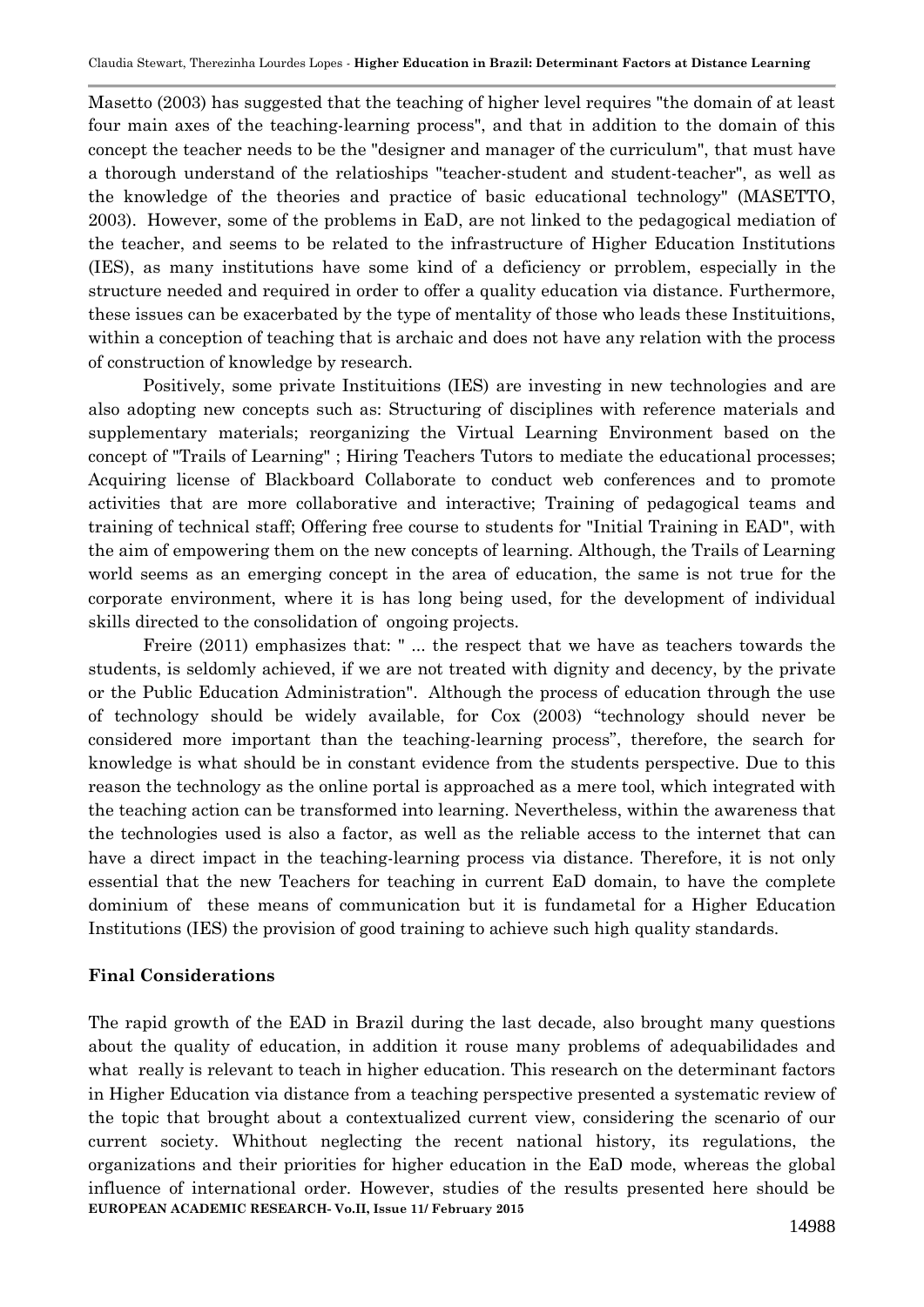Masetto (2003) has suggested that the teaching of higher level requires "the domain of at least four main axes of the teaching-learning process", and that in addition to the domain of this concept the teacher needs to be the "designer and manager of the curriculum", that must have a thorough understand of the relatioships "teacher-student and student-teacher", as well as the knowledge of the theories and practice of basic educational technology" (MASETTO, 2003). However, some of the problems in EaD, are not linked to the pedagogical mediation of the teacher, and seems to be related to the infrastructure of Higher Education Institutions (IES), as many institutions have some kind of a deficiency or prroblem, especially in the structure needed and required in order to offer a quality education via distance. Furthermore, these issues can be exacerbated by the type of mentality of those who leads these Instituitions, within a conception of teaching that is archaic and does not have any relation with the process of construction of knowledge by research.

Positively, some private Instituitions (IES) are investing in new technologies and are also adopting new concepts such as: Structuring of disciplines with reference materials and supplementary materials; reorganizing the Virtual Learning Environment based on the concept of "Trails of Learning" ; Hiring Teachers Tutors to mediate the educational processes; Acquiring license of Blackboard Collaborate to conduct web conferences and to promote activities that are more collaborative and interactive; Training of pedagogical teams and training of technical staff; Offering free course to students for "Initial Training in EAD", with the aim of empowering them on the new concepts of learning. Although, the Trails of Learning world seems as an emerging concept in the area of education, the same is not true for the corporate environment, where it is has long being used, for the development of individual skills directed to the consolidation of ongoing projects.

Freire (2011) emphasizes that: " ... the respect that we have as teachers towards the students, is seldomly achieved, if we are not treated with dignity and decency, by the private or the Public Education Administration". Although the process of education through the use of technology should be widely available, for Cox (2003) "technology should never be considered more important than the teaching-learning process", therefore, the search for knowledge is what should be in constant evidence from the students perspective. Due to this reason the technology as the online portal is approached as a mere tool, which integrated with the teaching action can be transformed into learning. Nevertheless, within the awareness that the technologies used is also a factor, as well as the reliable access to the internet that can have a direct impact in the teaching-learning process via distance. Therefore, it is not only essential that the new Teachers for teaching in current EaD domain, to have the complete dominium of these means of communication but it is fundametal for a Higher Education Institutions (IES) the provision of good training to achieve such high quality standards.

## Final Considerations

The rapid growth of the EAD in Brazil during the last decade, also brought many questions about the quality of education, in addition it rouse many problems of adequabilidades and what really is relevant to teach in higher education. This research on the determinant factors in Higher Education via distance from a teaching perspective presented a systematic review of the topic that brought about a contextualized current view, considering the scenario of our current society. Whithout neglecting the recent national history, its regulations, the organizations and their priorities for higher education in the EaD mode, whereas the global influence of international order. However, studies of the results presented here should be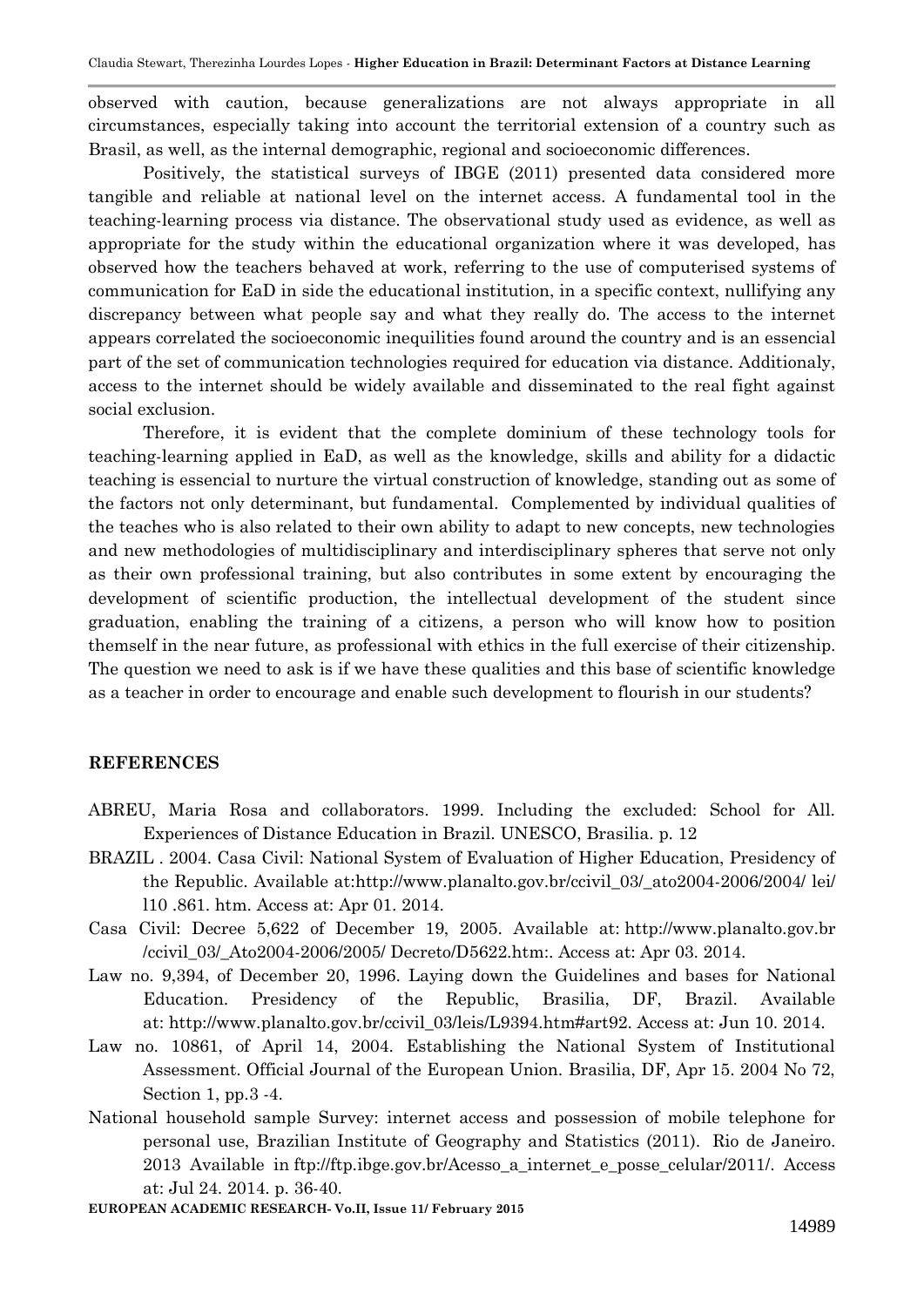observed with caution, because generalizations are not always appropriate in all circumstances, especially taking into account the territorial extension of a country such as Brasil, as well, as the internal demographic, regional and socioeconomic differences.

Positively, the statistical surveys of IBGE (2011) presented data considered more tangible and reliable at national level on the internet access. A fundamental tool in the teaching-learning process via distance. The observational study used as evidence, as well as appropriate for the study within the educational organization where it was developed, has observed how the teachers behaved at work, referring to the use of computerised systems of communication for EaD in side the educational institution, in a specific context, nullifying any discrepancy between what people say and what they really do. The access to the internet appears correlated the socioeconomic inequilities found around the country and is an essencial part of the set of communication technologies required for education via distance. Additionaly, access to the internet should be widely available and disseminated to the real fight against social exclusion.

Therefore, it is evident that the complete dominium of these technology tools for teaching-learning applied in EaD, as well as the knowledge, skills and ability for a didactic teaching is essencial to nurture the virtual construction of knowledge, standing out as some of the factors not only determinant, but fundamental. Complemented by individual qualities of the teaches who is also related to their own ability to adapt to new concepts, new technologies and new methodologies of multidisciplinary and interdisciplinary spheres that serve not only as their own professional training, but also contributes in some extent by encouraging the development of scientific production, the intellectual development of the student since graduation, enabling the training of a citizens, a person who will know how to position themself in the near future, as professional with ethics in the full exercise of their citizenship. The question we need to ask is if we have these qualities and this base of scientific knowledge as a teacher in order to encourage and enable such development to flourish in our students?

## REFERENCES

ABREU, Maria Rosa and collaborators. 1999. Including the excluded: School for All. Experiences of Distance Education in Brazil. UNESCO, Brasilia. p. 12

BRAZIL . 2004. Casa Civil: National System of Evaluation of Higher Education, Presidency of the Republic. Available at:http://www.planalto.gov.br/ccivil_03/_ato2004-2006/2004/ lei/ l10 .861. htm. Access at: Apr 01. 2014.

Casa Civil: Decree 5,622 of December 19, 2005. Available at: http://www.planalto.gov.br /ccivil_03/_Ato2004-2006/2005/ Decreto/D5622.htm:. Access at: Apr 03. 2014.

Law no. 9,394, of December 20, 1996. Laying down the Guidelines and bases for National Education. Presidency of the Republic, Brasilia, DF, Brazil. Available at: http://www.planalto.gov.br/ccivil_03/leis/L9394.htm#art92. Access at: Jun 10. 2014.

Law no. 10861, of April 14, 2004. Establishing the National System of Institutional Assessment. Official Journal of the European Union. Brasilia, DF, Apr 15. 2004 No 72, Section 1, pp.3 -4.

National household sample Survey: internet access and possession of mobile telephone for personal use, Brazilian Institute of Geography and Statistics (2011). Rio de Janeiro. 2013 Available in ftp://ftp.ibge.gov.br/Acesso_a_internet_e_posse_celular/2011/. Access at: Jul 24. 2014. p. 36-40.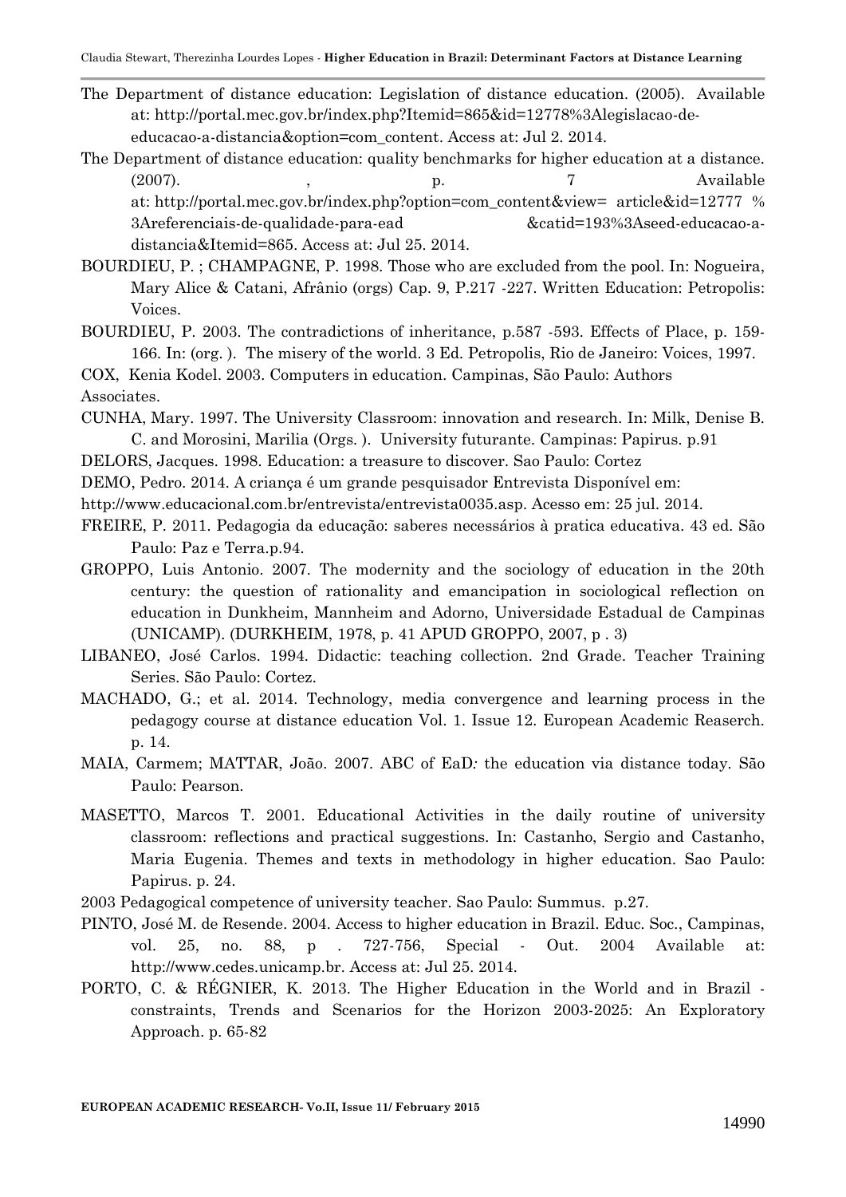The Department of distance education: Legislation of distance education. (2005). Available at: http://portal.mec.gov.br/index.php?Itemid=865&id=12778%3Alegislacao-de-educacao-a-distancia&option=com_content. Access at: Jul 2. 2014.

The Department of distance education: quality benchmarks for higher education at a distance. (2007). , p. 7 Available at: http://portal.mec.gov.br/index.php?option=com_content&view= article&id=12777 % 3Areferenciais-de-qualidade-para-ead &catid=193%3Aseed-educacao-a-distancia&Itemid=865. Access at: Jul 25. 2014.

BOURDIEU, P. ; CHAMPAGNE, P. 1998. Those who are excluded from the pool. In: Nogueira, Mary Alice & Catani, Afrânio (orgs) Cap. 9, P.217 -227. Written Education: Petropolis: Voices.

BOURDIEU, P. 2003. The contradictions of inheritance, p.587 -593. Effects of Place, p. 159-166. In: (org. ). The misery of the world. 3 Ed. Petropolis, Rio de Janeiro: Voices, 1997.

COX, Kenia Kodel. 2003. Computers in education. Campinas, São Paulo: Authors Associates.

CUNHA, Mary. 1997. The University Classroom: innovation and research. In: Milk, Denise B. C. and Morosini, Marilia (Orgs. ). University futurante. Campinas: Papirus. p.91

DELORS, Jacques. 1998. Education: a treasure to discover. Sao Paulo: Cortez

DEMO, Pedro. 2014. A criança é um grande pesquisador Entrevista Disponível em: http://www.educacional.com.br/entrevista/entrevista0035.asp. Acesso em: 25 jul. 2014.

FREIRE, P. 2011. Pedagogia da educação: saberes necessários à pratica educativa. 43 ed. São Paulo: Paz e Terra.p.94.

GROPPO, Luis Antonio. 2007. The modernity and the sociology of education in the 20th century: the question of rationality and emancipation in sociological reflection on education in Dunkheim, Mannheim and Adorno, Universidade Estadual de Campinas (UNICAMP). (DURKHEIM, 1978, p. 41 APUD GROPPO, 2007, p . 3)

LIBANEO, José Carlos. 1994. Didactic: teaching collection. 2nd Grade. Teacher Training Series. São Paulo: Cortez.

MACHADO, G.; et al. 2014. Technology, media convergence and learning process in the pedagogy course at distance education Vol. 1. Issue 12. European Academic Reaserch. p. 14.

MAIA, Carmem; MATTAR, João. 2007. ABC of EaD*:* the education via distance today. São Paulo: Pearson.

MASETTO, Marcos T. 2001. Educational Activities in the daily routine of university classroom: reflections and practical suggestions. In: Castanho, Sergio and Castanho, Maria Eugenia. Themes and texts in methodology in higher education. Sao Paulo: Papirus. p. 24.

2003 Pedagogical competence of university teacher. Sao Paulo: Summus. p.27.

PINTO, José M. de Resende. 2004. Access to higher education in Brazil. Educ. Soc., Campinas, vol. 25, no. 88, p . 727-756, Special - Out. 2004 Available at: http://www.cedes.unicamp.br. Access at: Jul 25. 2014.

PORTO, C. & RÉGNIER, K. 2013. The Higher Education in the World and in Brazil - constraints, Trends and Scenarios for the Horizon 2003-2025: An Exploratory Approach. p. 65-82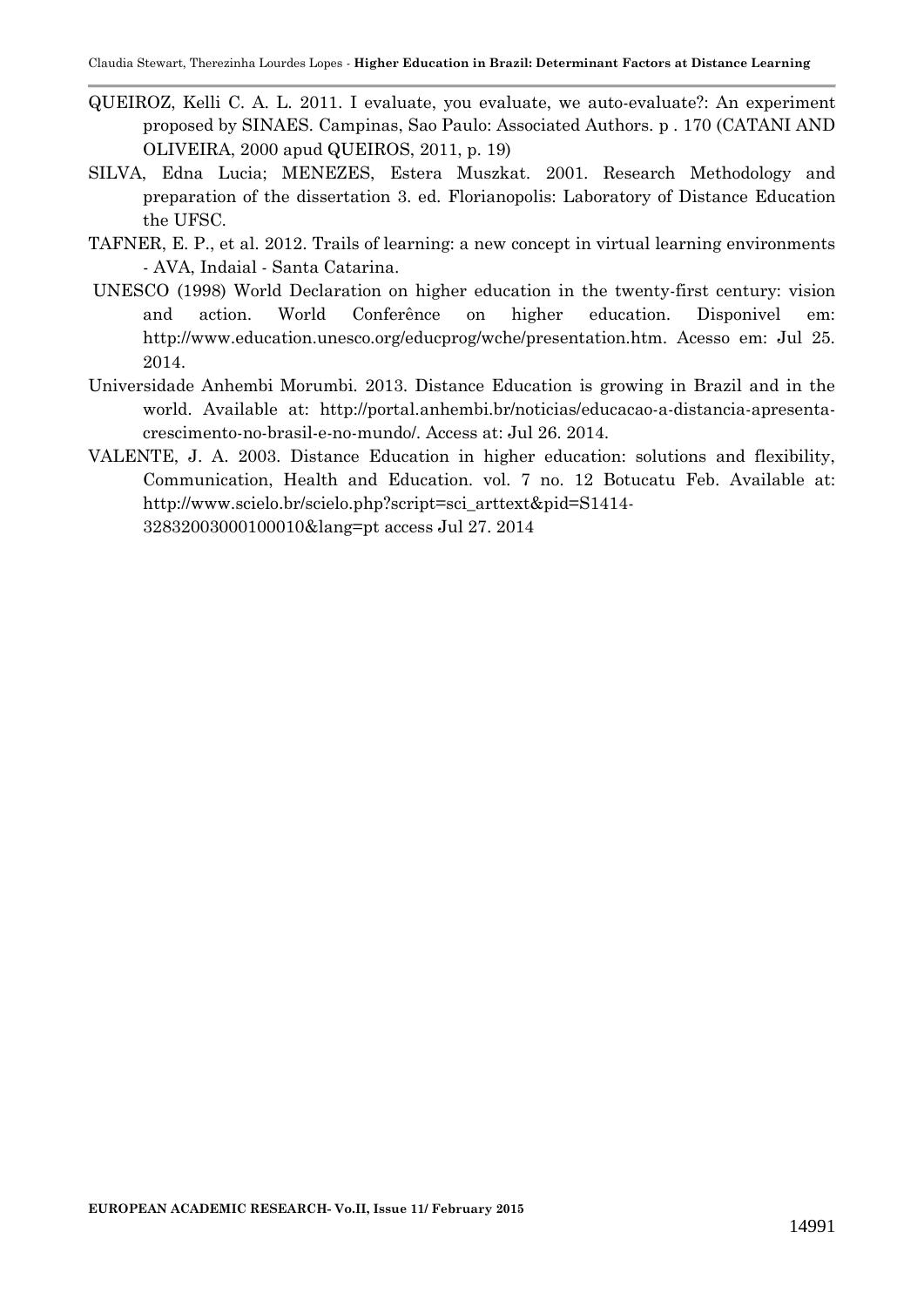QUEIROZ, Kelli C. A. L. 2011. I evaluate, you evaluate, we auto-evaluate?: An experiment proposed by SINAES. Campinas, Sao Paulo: Associated Authors. p . 170 (CATANI AND OLIVEIRA, 2000 apud QUEIROS, 2011, p. 19)

SILVA, Edna Lucia; MENEZES, Estera Muszkat. 2001. Research Methodology and preparation of the dissertation 3. ed. Florianopolis: Laboratory of Distance Education the UFSC.

TAFNER, E. P., et al. 2012. Trails of learning: a new concept in virtual learning environments - AVA, Indaial - Santa Catarina.

UNESCO (1998) World Declaration on higher education in the twenty-first century: vision and action. World Conferênce on higher education. Disponivel em: http://www.education.unesco.org/educprog/wche/presentation.htm. Acesso em: Jul 25. 2014.

Universidade Anhembi Morumbi. 2013. Distance Education is growing in Brazil and in the world. Available at: http://portal.anhembi.br/noticias/educacao-a-distancia-apresenta-crescimento-no-brasil-e-no-mundo/. Access at: Jul 26. 2014.

VALENTE, J. A. 2003. Distance Education in higher education: solutions and flexibility, Communication, Health and Education. vol. 7 no. 12 Botucatu Feb. Available at: http://www.scielo.br/scielo.php?script=sci_arttext&pid=S1414-32832003000100010&lang=pt access Jul 27. 2014